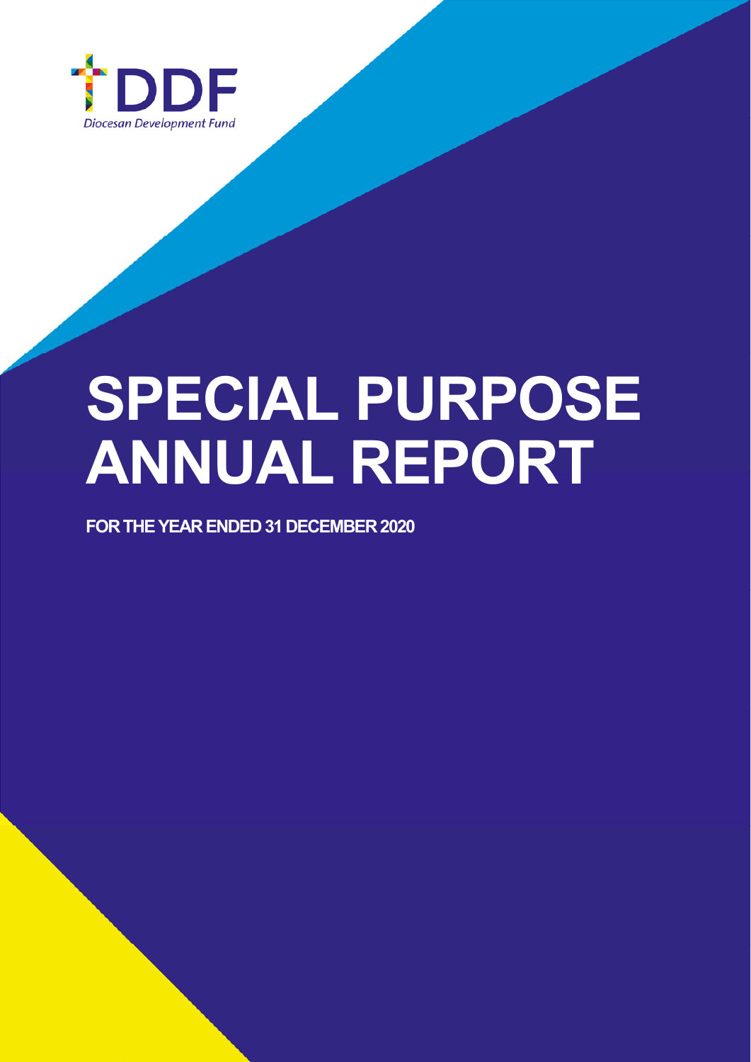DDF

Diocesan Development Fund

# SPECIAL PURPOSE ANNUAL REPORT

**FOR THE YEAR ENDED 31 DECEMBER 2020**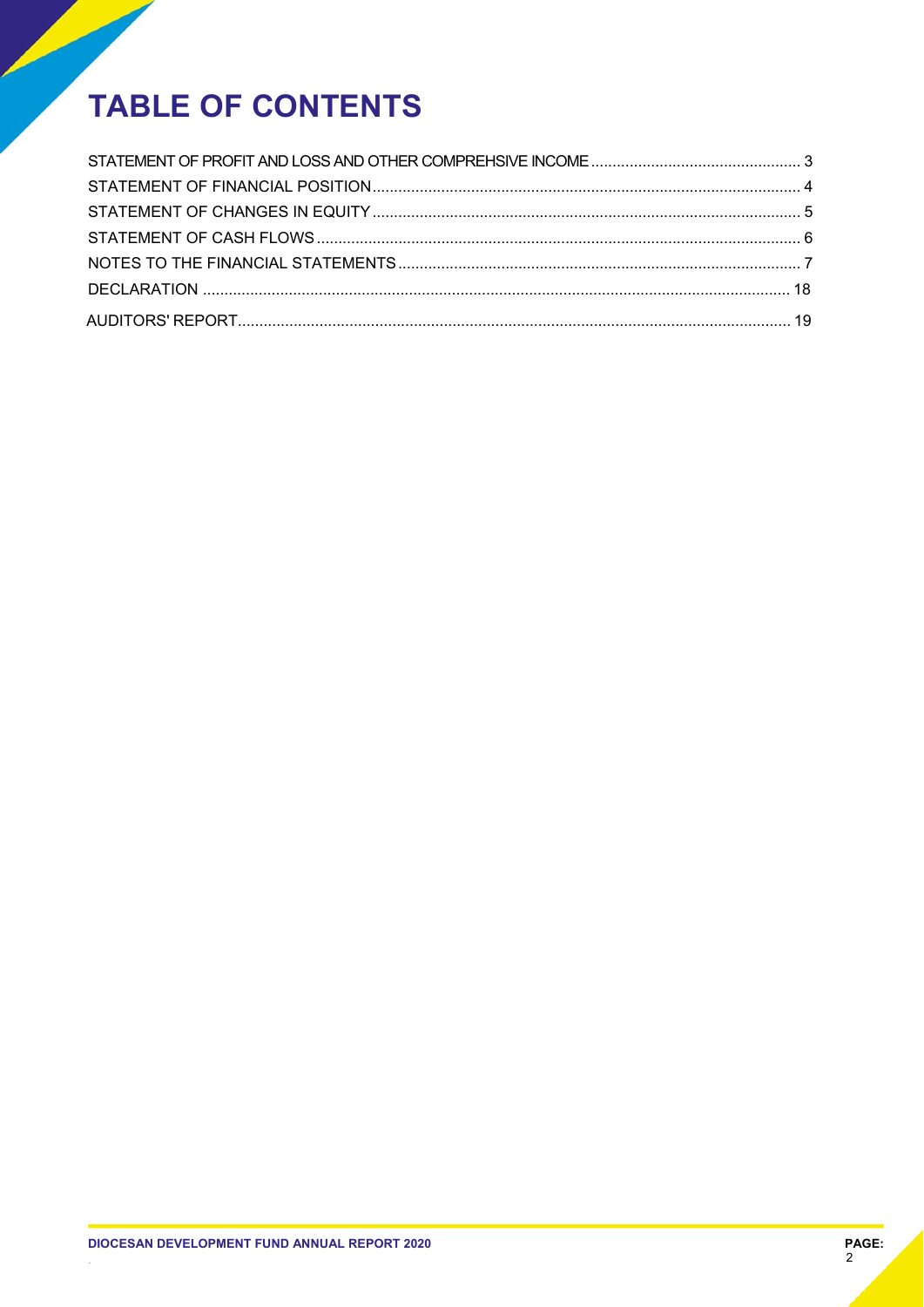# TABLE OF CONTENTS

| | |
|---|---|
| STATEMENT OF PROFIT AND LOSS AND OTHER COMPREHSIVE INCOME | 3 |
| STATEMENT OF FINANCIAL POSITION | 4 |
| STATEMENT OF CHANGES IN EQUITY | 5 |
| STATEMENT OF CASH FLOWS | 6 |
| NOTES TO THE FINANCIAL STATEMENTS | 7 |
| DECLARATION | 18 |
| AUDITORS' REPORT | 19 |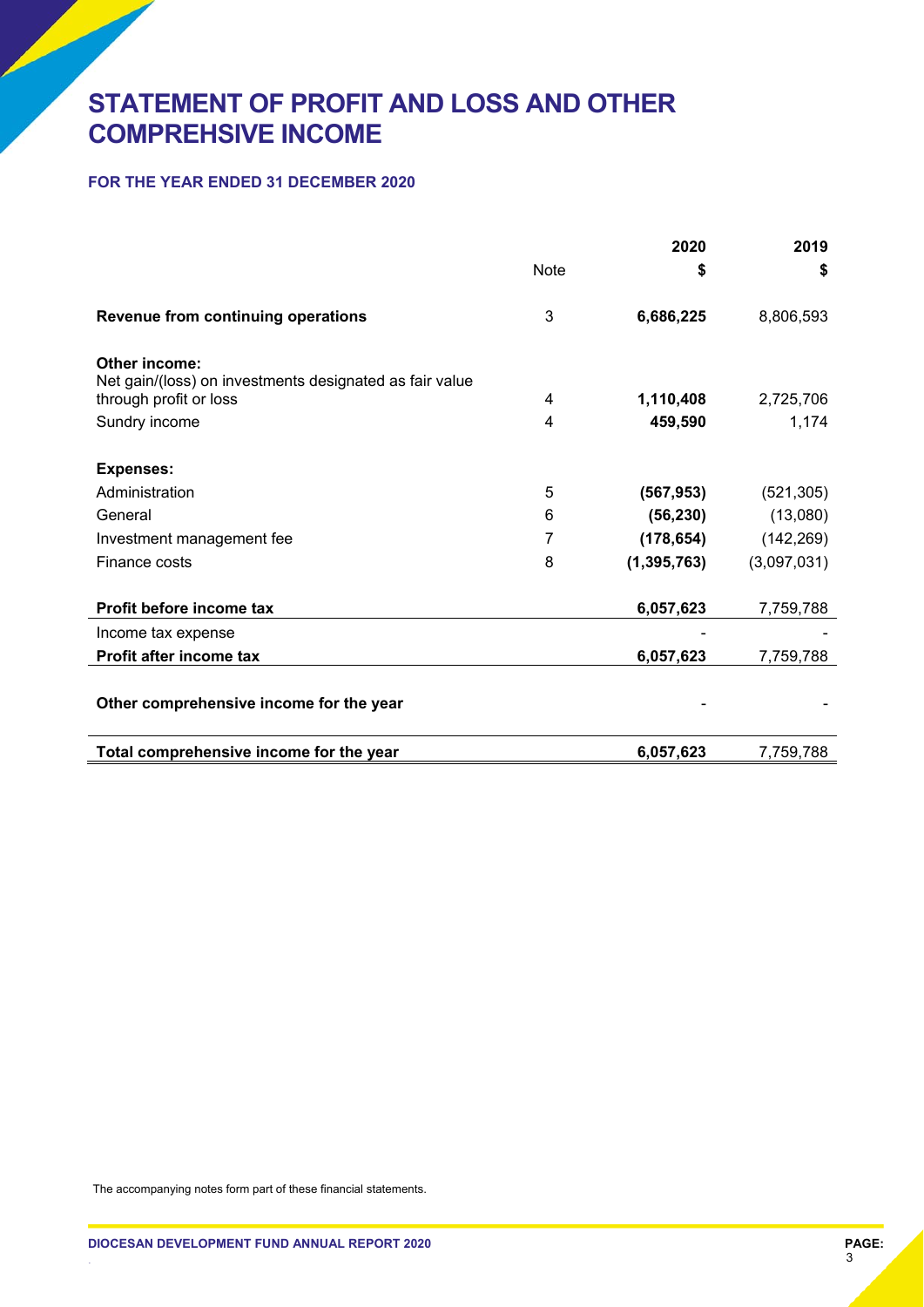# STATEMENT OF PROFIT AND LOSS AND OTHER COMPREHSIVE INCOME

### FOR THE YEAR ENDED 31 DECEMBER 2020

| | Note | 2020<br>$ | 2019<br>$ |
|---|---|---|---|
| **Revenue from continuing operations** | 3 | **6,686,225** | 8,806,593 |
| **Other income:** | | | |
| Net gain/(loss) on investments designated as fair value through profit or loss | 4 | **1,110,408** | 2,725,706 |
| Sundry income | 4 | **459,590** | 1,174 |
| **Expenses:** | | | |
| Administration | 5 | **(567,953)** | (521,305) |
| General | 6 | **(56,230)** | (13,080) |
| Investment management fee | 7 | **(178,654)** | (142,269) |
| Finance costs | 8 | **(1,395,763)** | (3,097,031) |
| **Profit before income tax** | | **6,057,623** | 7,759,788 |
| Income tax expense | | - | - |
| **Profit after income tax** | | **6,057,623** | 7,759,788 |
| **Other comprehensive income for the year** | | - | - |
| **Total comprehensive income for the year** | | **6,057,623** | 7,759,788 |

The accompanying notes form part of these financial statements.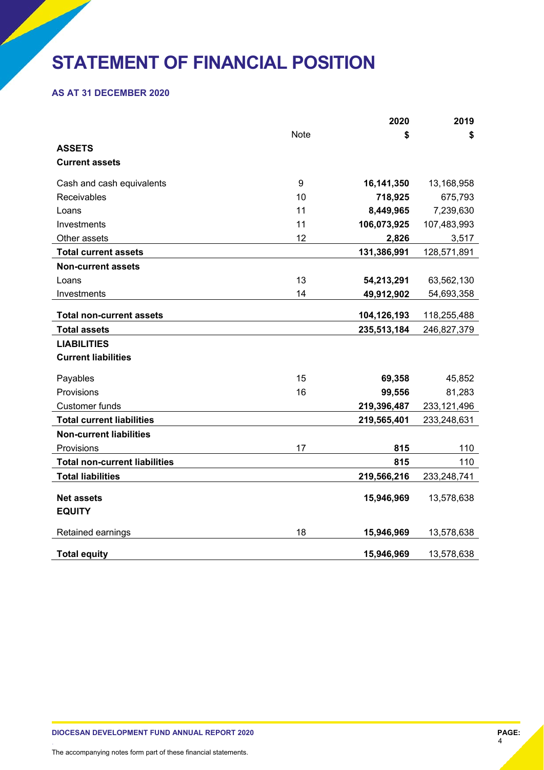# STATEMENT OF FINANCIAL POSITION

### AS AT 31 DECEMBER 2020

| | Note | 2020<br>$ | 2019<br>$ |
|---|---|---|---|
| **ASSETS** | | | |
| **Current assets** | | | |
| Cash and cash equivalents | 9 | **16,141,350** | 13,168,958 |
| Receivables | 10 | **718,925** | 675,793 |
| Loans | 11 | **8,449,965** | 7,239,630 |
| Investments | 11 | **106,073,925** | 107,483,993 |
| Other assets | 12 | **2,826** | 3,517 |
| **Total current assets** | | **131,386,991** | 128,571,891 |
| **Non-current assets** | | | |
| Loans | 13 | **54,213,291** | 63,562,130 |
| Investments | 14 | **49,912,902** | 54,693,358 |
| **Total non-current assets** | | **104,126,193** | 118,255,488 |
| **Total assets** | | **235,513,184** | 246,827,379 |
| **LIABILITIES** | | | |
| **Current liabilities** | | | |
| Payables | 15 | **69,358** | 45,852 |
| Provisions | 16 | **99,556** | 81,283 |
| Customer funds | | **219,396,487** | 233,121,496 |
| **Total current liabilities** | | **219,565,401** | 233,248,631 |
| **Non-current liabilities** | | | |
| Provisions | 17 | **815** | 110 |
| **Total non-current liabilities** | | **815** | 110 |
| **Total liabilities** | | **219,566,216** | 233,248,741 |
| **Net assets** | | **15,946,969** | 13,578,638 |
| **EQUITY** | | | |
| Retained earnings | 18 | **15,946,969** | 13,578,638 |
| **Total equity** | | **15,946,969** | 13,578,638 |

The accompanying notes form part of these financial statements.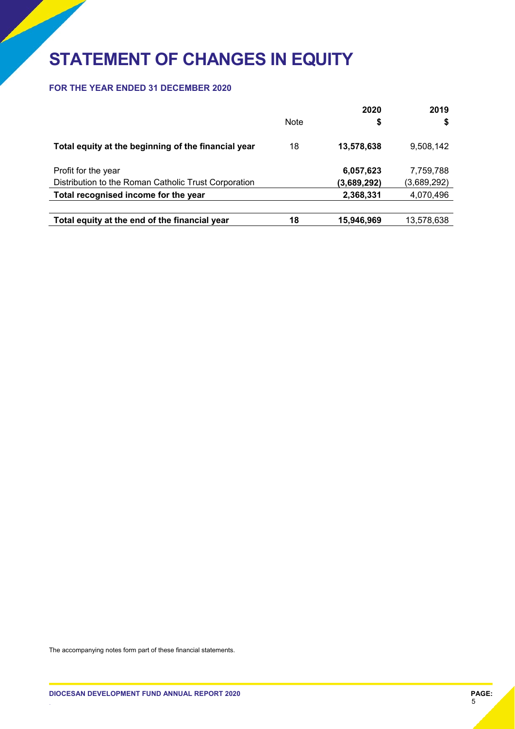# STATEMENT OF CHANGES IN EQUITY

### FOR THE YEAR ENDED 31 DECEMBER 2020

| | Note | 2020<br>$ | 2019<br>$ |
|---|---|---|---|
| **Total equity at the beginning of the financial year** | 18 | **13,578,638** | 9,508,142 |
| Profit for the year | | **6,057,623** | 7,759,788 |
| Distribution to the Roman Catholic Trust Corporation | | **(3,689,292)** | (3,689,292) |
| **Total recognised income for the year** | | **2,368,331** | 4,070,496 |
| **Total equity at the end of the financial year** | **18** | **15,946,969** | 13,578,638 |

The accompanying notes form part of these financial statements.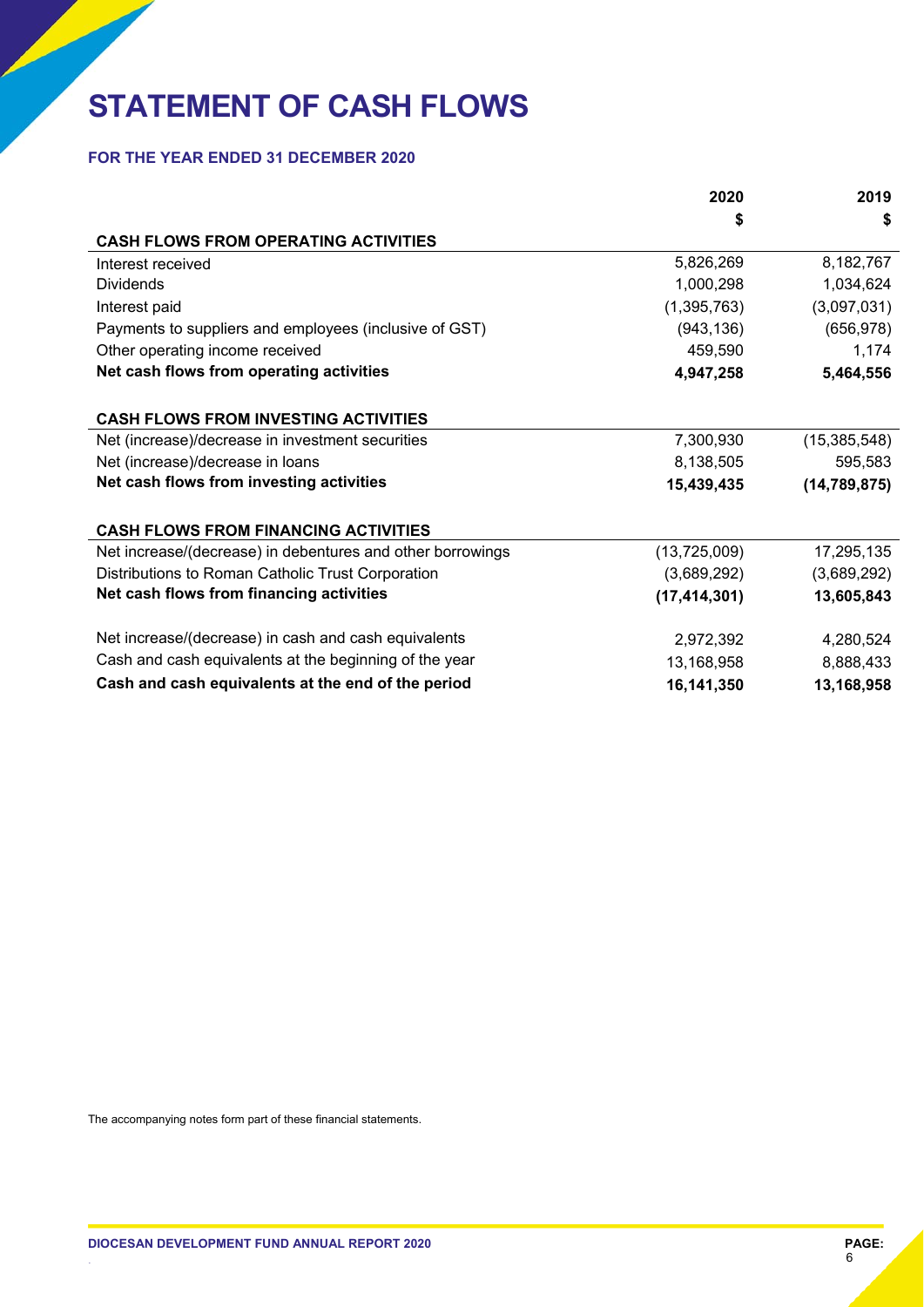# STATEMENT OF CASH FLOWS

### FOR THE YEAR ENDED 31 DECEMBER 2020

| | 2020 | 2019 |
|---|---|---|
| | $ | $ |
| **CASH FLOWS FROM OPERATING ACTIVITIES** | | |
| Interest received | 5,826,269 | 8,182,767 |
| Dividends | 1,000,298 | 1,034,624 |
| Interest paid | (1,395,763) | (3,097,031) |
| Payments to suppliers and employees (inclusive of GST) | (943,136) | (656,978) |
| Other operating income received | 459,590 | 1,174 |
| **Net cash flows from operating activities** | **4,947,258** | **5,464,556** |
| | | |
| **CASH FLOWS FROM INVESTING ACTIVITIES** | | |
| Net (increase)/decrease in investment securities | 7,300,930 | (15,385,548) |
| Net (increase)/decrease in loans | 8,138,505 | 595,583 |
| **Net cash flows from investing activities** | **15,439,435** | **(14,789,875)** |
| | | |
| **CASH FLOWS FROM FINANCING ACTIVITIES** | | |
| Net increase/(decrease) in debentures and other borrowings | (13,725,009) | 17,295,135 |
| Distributions to Roman Catholic Trust Corporation | (3,689,292) | (3,689,292) |
| **Net cash flows from financing activities** | **(17,414,301)** | **13,605,843** |
| | | |
| Net increase/(decrease) in cash and cash equivalents | 2,972,392 | 4,280,524 |
| Cash and cash equivalents at the beginning of the year | 13,168,958 | 8,888,433 |
| **Cash and cash equivalents at the end of the period** | **16,141,350** | **13,168,958** |

The accompanying notes form part of these financial statements.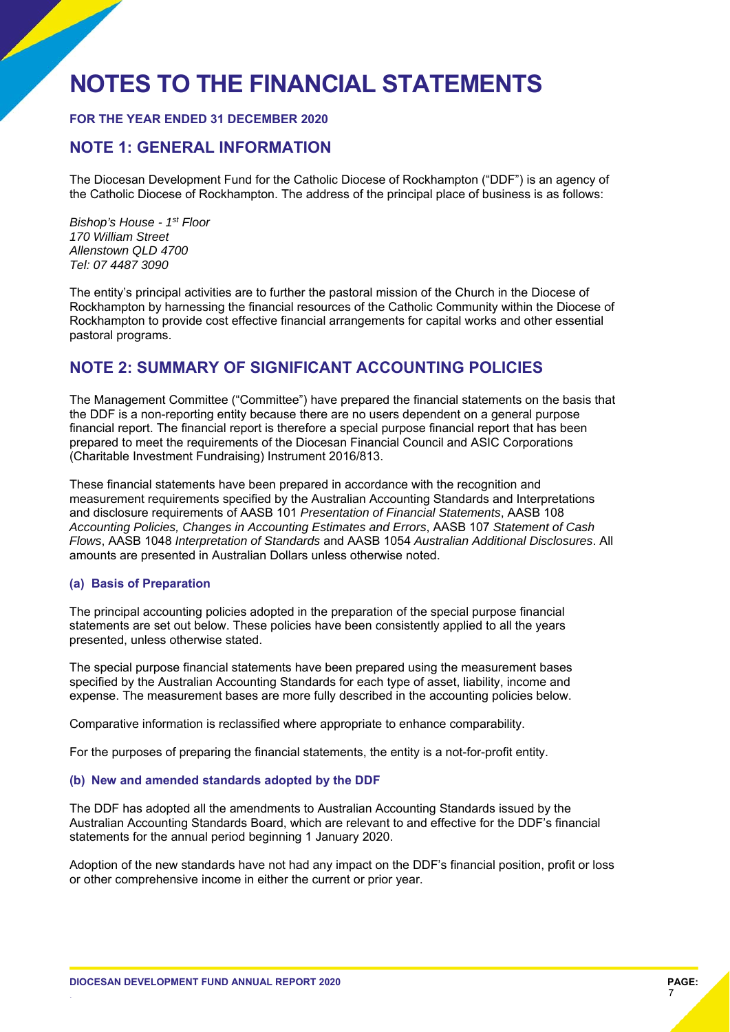# NOTES TO THE FINANCIAL STATEMENTS

**FOR THE YEAR ENDED 31 DECEMBER 2020**

## NOTE 1: GENERAL INFORMATION

The Diocesan Development Fund for the Catholic Diocese of Rockhampton ("DDF") is an agency of the Catholic Diocese of Rockhampton. The address of the principal place of business is as follows:

*Bishop's House - 1st Floor*
*170 William Street*
*Allenstown QLD 4700*
*Tel: 07 4487 3090*

The entity's principal activities are to further the pastoral mission of the Church in the Diocese of Rockhampton by harnessing the financial resources of the Catholic Community within the Diocese of Rockhampton to provide cost effective financial arrangements for capital works and other essential pastoral programs.

## NOTE 2: SUMMARY OF SIGNIFICANT ACCOUNTING POLICIES

The Management Committee ("Committee") have prepared the financial statements on the basis that the DDF is a non-reporting entity because there are no users dependent on a general purpose financial report. The financial report is therefore a special purpose financial report that has been prepared to meet the requirements of the Diocesan Financial Council and ASIC Corporations (Charitable Investment Fundraising) Instrument 2016/813.

These financial statements have been prepared in accordance with the recognition and measurement requirements specified by the Australian Accounting Standards and Interpretations and disclosure requirements of AASB 101 *Presentation of Financial Statements*, AASB 108 *Accounting Policies, Changes in Accounting Estimates and Errors*, AASB 107 *Statement of Cash Flows*, AASB 1048 *Interpretation of Standards* and AASB 1054 *Australian Additional Disclosures*. All amounts are presented in Australian Dollars unless otherwise noted.

### (a) Basis of Preparation

The principal accounting policies adopted in the preparation of the special purpose financial statements are set out below. These policies have been consistently applied to all the years presented, unless otherwise stated.

The special purpose financial statements have been prepared using the measurement bases specified by the Australian Accounting Standards for each type of asset, liability, income and expense. The measurement bases are more fully described in the accounting policies below.

Comparative information is reclassified where appropriate to enhance comparability.

For the purposes of preparing the financial statements, the entity is a not-for-profit entity.

### (b) New and amended standards adopted by the DDF

The DDF has adopted all the amendments to Australian Accounting Standards issued by the Australian Accounting Standards Board, which are relevant to and effective for the DDF's financial statements for the annual period beginning 1 January 2020.

Adoption of the new standards have not had any impact on the DDF's financial position, profit or loss or other comprehensive income in either the current or prior year.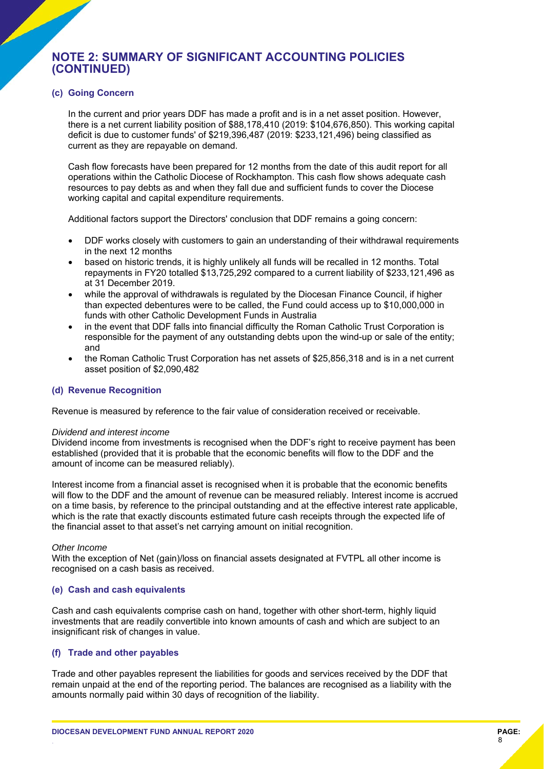# NOTE 2: SUMMARY OF SIGNIFICANT ACCOUNTING POLICIES (CONTINUED)

### (c) Going Concern

In the current and prior years DDF has made a profit and is in a net asset position. However, there is a net current liability position of $88,178,410 (2019: $104,676,850). This working capital deficit is due to customer funds' of $219,396,487 (2019: $233,121,496) being classified as current as they are repayable on demand.

Cash flow forecasts have been prepared for 12 months from the date of this audit report for all operations within the Catholic Diocese of Rockhampton. This cash flow shows adequate cash resources to pay debts as and when they fall due and sufficient funds to cover the Diocese working capital and capital expenditure requirements.

Additional factors support the Directors' conclusion that DDF remains a going concern:

- DDF works closely with customers to gain an understanding of their withdrawal requirements in the next 12 months
- based on historic trends, it is highly unlikely all funds will be recalled in 12 months. Total repayments in FY20 totalled $13,725,292 compared to a current liability of $233,121,496 as at 31 December 2019.
- while the approval of withdrawals is regulated by the Diocesan Finance Council, if higher than expected debentures were to be called, the Fund could access up to $10,000,000 in funds with other Catholic Development Funds in Australia
- in the event that DDF falls into financial difficulty the Roman Catholic Trust Corporation is responsible for the payment of any outstanding debts upon the wind-up or sale of the entity; and
- the Roman Catholic Trust Corporation has net assets of $25,856,318 and is in a net current asset position of $2,090,482

### (d) Revenue Recognition

Revenue is measured by reference to the fair value of consideration received or receivable.

*Dividend and interest income*
Dividend income from investments is recognised when the DDF's right to receive payment has been established (provided that it is probable that the economic benefits will flow to the DDF and the amount of income can be measured reliably).

Interest income from a financial asset is recognised when it is probable that the economic benefits will flow to the DDF and the amount of revenue can be measured reliably. Interest income is accrued on a time basis, by reference to the principal outstanding and at the effective interest rate applicable, which is the rate that exactly discounts estimated future cash receipts through the expected life of the financial asset to that asset's net carrying amount on initial recognition.

*Other Income*
With the exception of Net (gain)/loss on financial assets designated at FVTPL all other income is recognised on a cash basis as received.

### (e) Cash and cash equivalents

Cash and cash equivalents comprise cash on hand, together with other short-term, highly liquid investments that are readily convertible into known amounts of cash and which are subject to an insignificant risk of changes in value.

### (f) Trade and other payables

Trade and other payables represent the liabilities for goods and services received by the DDF that remain unpaid at the end of the reporting period. The balances are recognised as a liability with the amounts normally paid within 30 days of recognition of the liability.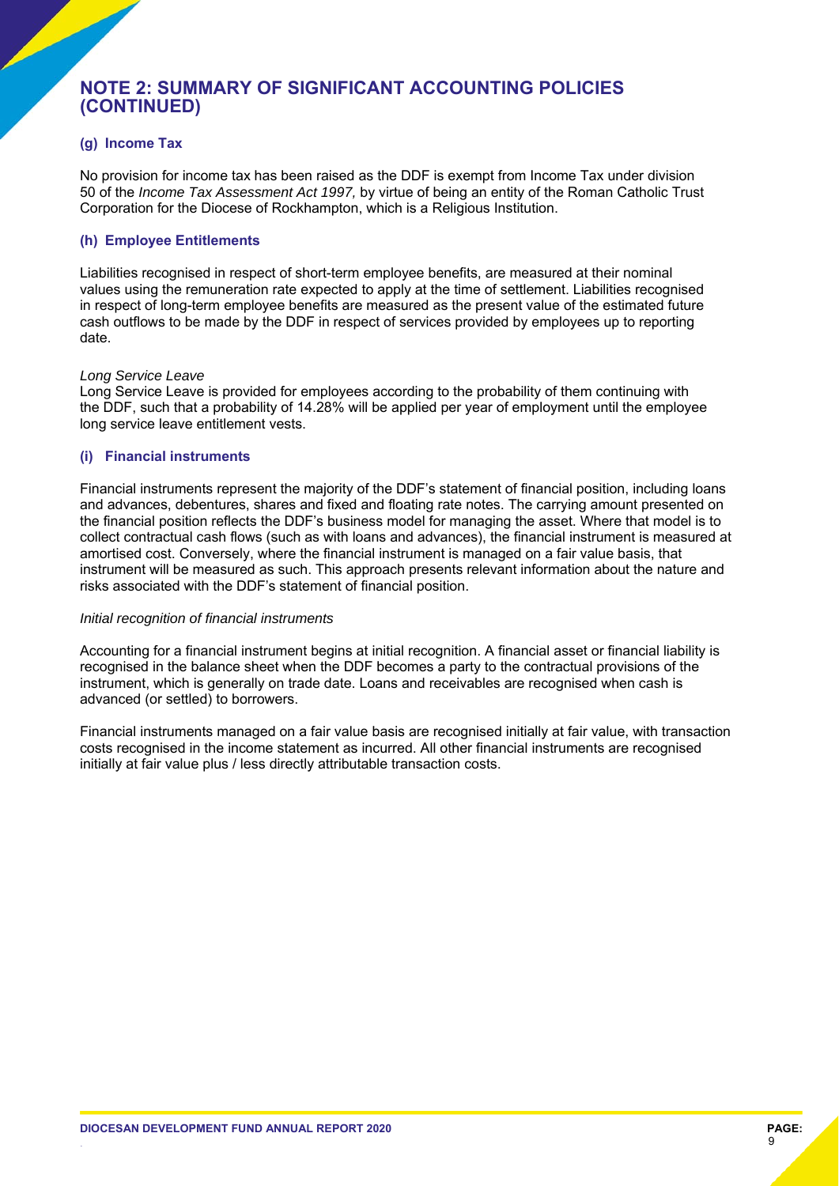## NOTE 2: SUMMARY OF SIGNIFICANT ACCOUNTING POLICIES (CONTINUED)

### (g) Income Tax

No provision for income tax has been raised as the DDF is exempt from Income Tax under division 50 of the *Income Tax Assessment Act 1997,* by virtue of being an entity of the Roman Catholic Trust Corporation for the Diocese of Rockhampton, which is a Religious Institution.

### (h) Employee Entitlements

Liabilities recognised in respect of short-term employee benefits, are measured at their nominal values using the remuneration rate expected to apply at the time of settlement. Liabilities recognised in respect of long-term employee benefits are measured as the present value of the estimated future cash outflows to be made by the DDF in respect of services provided by employees up to reporting date.

*Long Service Leave*

Long Service Leave is provided for employees according to the probability of them continuing with the DDF, such that a probability of 14.28% will be applied per year of employment until the employee long service leave entitlement vests.

### (i) Financial instruments

Financial instruments represent the majority of the DDF's statement of financial position, including loans and advances, debentures, shares and fixed and floating rate notes. The carrying amount presented on the financial position reflects the DDF's business model for managing the asset. Where that model is to collect contractual cash flows (such as with loans and advances), the financial instrument is measured at amortised cost. Conversely, where the financial instrument is managed on a fair value basis, that instrument will be measured as such. This approach presents relevant information about the nature and risks associated with the DDF's statement of financial position.

*Initial recognition of financial instruments*

Accounting for a financial instrument begins at initial recognition. A financial asset or financial liability is recognised in the balance sheet when the DDF becomes a party to the contractual provisions of the instrument, which is generally on trade date. Loans and receivables are recognised when cash is advanced (or settled) to borrowers.

Financial instruments managed on a fair value basis are recognised initially at fair value, with transaction costs recognised in the income statement as incurred. All other financial instruments are recognised initially at fair value plus / less directly attributable transaction costs.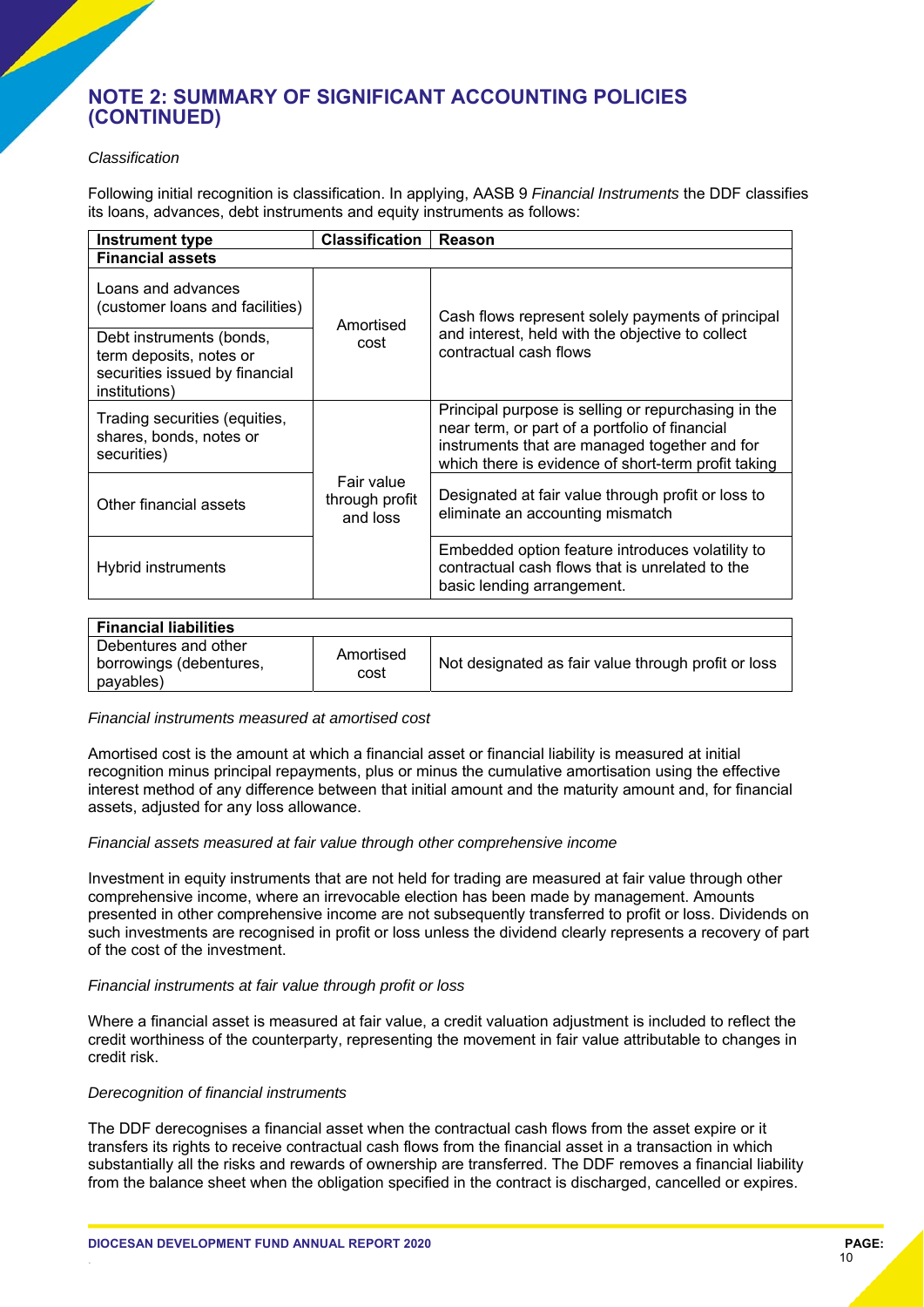## NOTE 2: SUMMARY OF SIGNIFICANT ACCOUNTING POLICIES (CONTINUED)

*Classification*

Following initial recognition is classification. In applying, AASB 9 *Financial Instruments* the DDF classifies its loans, advances, debt instruments and equity instruments as follows:

| Instrument type | Classification | Reason |
|---|---|---|
| **Financial assets** | | |
| Loans and advances (customer loans and facilities) | Amortised cost | Cash flows represent solely payments of principal and interest, held with the objective to collect contractual cash flows |
| Debt instruments (bonds, term deposits, notes or securities issued by financial institutions) | Amortised cost | Cash flows represent solely payments of principal and interest, held with the objective to collect contractual cash flows |
| Trading securities (equities, shares, bonds, notes or securities) | Fair value through profit and loss | Principal purpose is selling or repurchasing in the near term, or part of a portfolio of financial instruments that are managed together and for which there is evidence of short-term profit taking |
| Other financial assets | Fair value through profit and loss | Designated at fair value through profit or loss to eliminate an accounting mismatch |
| Hybrid instruments | Fair value through profit and loss | Embedded option feature introduces volatility to contractual cash flows that is unrelated to the basic lending arrangement. |

| **Financial liabilities** | | |
|---|---|---|
| Debentures and other borrowings (debentures, payables) | Amortised cost | Not designated as fair value through profit or loss |

*Financial instruments measured at amortised cost*

Amortised cost is the amount at which a financial asset or financial liability is measured at initial recognition minus principal repayments, plus or minus the cumulative amortisation using the effective interest method of any difference between that initial amount and the maturity amount and, for financial assets, adjusted for any loss allowance.

*Financial assets measured at fair value through other comprehensive income*

Investment in equity instruments that are not held for trading are measured at fair value through other comprehensive income, where an irrevocable election has been made by management. Amounts presented in other comprehensive income are not subsequently transferred to profit or loss. Dividends on such investments are recognised in profit or loss unless the dividend clearly represents a recovery of part of the cost of the investment.

*Financial instruments at fair value through profit or loss*

Where a financial asset is measured at fair value, a credit valuation adjustment is included to reflect the credit worthiness of the counterparty, representing the movement in fair value attributable to changes in credit risk.

*Derecognition of financial instruments*

The DDF derecognises a financial asset when the contractual cash flows from the asset expire or it transfers its rights to receive contractual cash flows from the financial asset in a transaction in which substantially all the risks and rewards of ownership are transferred. The DDF removes a financial liability from the balance sheet when the obligation specified in the contract is discharged, cancelled or expires.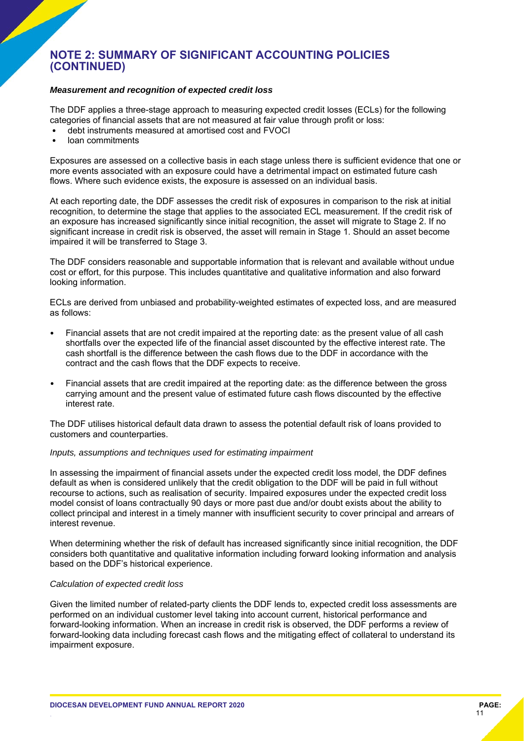# NOTE 2: SUMMARY OF SIGNIFICANT ACCOUNTING POLICIES (CONTINUED)

***Measurement and recognition of expected credit loss***

The DDF applies a three-stage approach to measuring expected credit losses (ECLs) for the following categories of financial assets that are not measured at fair value through profit or loss:

- debt instruments measured at amortised cost and FVOCI
- loan commitments

Exposures are assessed on a collective basis in each stage unless there is sufficient evidence that one or more events associated with an exposure could have a detrimental impact on estimated future cash flows. Where such evidence exists, the exposure is assessed on an individual basis.

At each reporting date, the DDF assesses the credit risk of exposures in comparison to the risk at initial recognition, to determine the stage that applies to the associated ECL measurement. If the credit risk of an exposure has increased significantly since initial recognition, the asset will migrate to Stage 2. If no significant increase in credit risk is observed, the asset will remain in Stage 1. Should an asset become impaired it will be transferred to Stage 3.

The DDF considers reasonable and supportable information that is relevant and available without undue cost or effort, for this purpose. This includes quantitative and qualitative information and also forward looking information.

ECLs are derived from unbiased and probability-weighted estimates of expected loss, and are measured as follows:

- Financial assets that are not credit impaired at the reporting date: as the present value of all cash shortfalls over the expected life of the financial asset discounted by the effective interest rate. The cash shortfall is the difference between the cash flows due to the DDF in accordance with the contract and the cash flows that the DDF expects to receive.

- Financial assets that are credit impaired at the reporting date: as the difference between the gross carrying amount and the present value of estimated future cash flows discounted by the effective interest rate.

The DDF utilises historical default data drawn to assess the potential default risk of loans provided to customers and counterparties.

*Inputs, assumptions and techniques used for estimating impairment*

In assessing the impairment of financial assets under the expected credit loss model, the DDF defines default as when is considered unlikely that the credit obligation to the DDF will be paid in full without recourse to actions, such as realisation of security. Impaired exposures under the expected credit loss model consist of loans contractually 90 days or more past due and/or doubt exists about the ability to collect principal and interest in a timely manner with insufficient security to cover principal and arrears of interest revenue.

When determining whether the risk of default has increased significantly since initial recognition, the DDF considers both quantitative and qualitative information including forward looking information and analysis based on the DDF's historical experience.

*Calculation of expected credit loss*

Given the limited number of related-party clients the DDF lends to, expected credit loss assessments are performed on an individual customer level taking into account current, historical performance and forward-looking information. When an increase in credit risk is observed, the DDF performs a review of forward-looking data including forecast cash flows and the mitigating effect of collateral to understand its impairment exposure.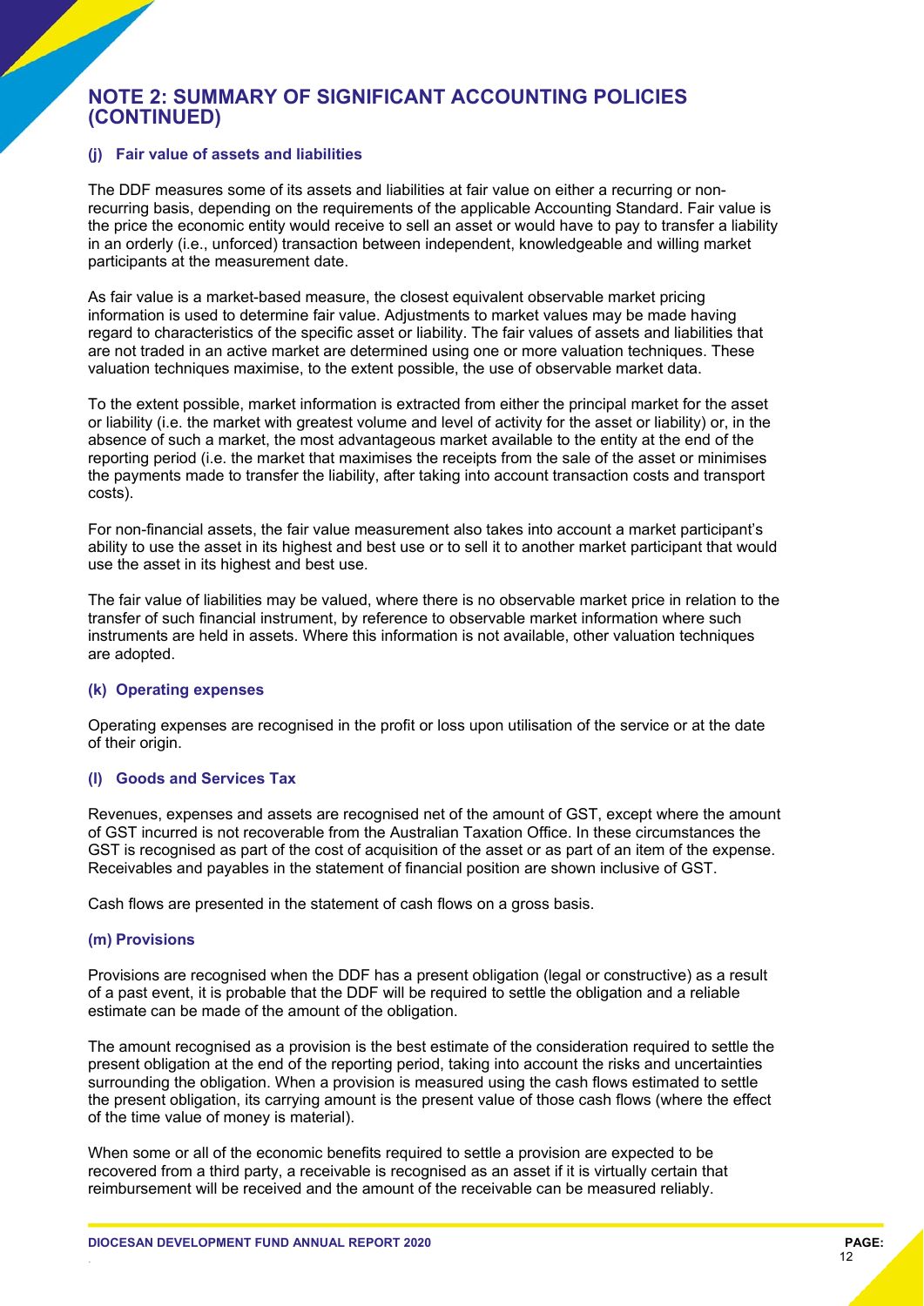## NOTE 2: SUMMARY OF SIGNIFICANT ACCOUNTING POLICIES (CONTINUED)

### (j) Fair value of assets and liabilities

The DDF measures some of its assets and liabilities at fair value on either a recurring or non-recurring basis, depending on the requirements of the applicable Accounting Standard. Fair value is the price the economic entity would receive to sell an asset or would have to pay to transfer a liability in an orderly (i.e., unforced) transaction between independent, knowledgeable and willing market participants at the measurement date.

As fair value is a market-based measure, the closest equivalent observable market pricing information is used to determine fair value. Adjustments to market values may be made having regard to characteristics of the specific asset or liability. The fair values of assets and liabilities that are not traded in an active market are determined using one or more valuation techniques. These valuation techniques maximise, to the extent possible, the use of observable market data.

To the extent possible, market information is extracted from either the principal market for the asset or liability (i.e. the market with greatest volume and level of activity for the asset or liability) or, in the absence of such a market, the most advantageous market available to the entity at the end of the reporting period (i.e. the market that maximises the receipts from the sale of the asset or minimises the payments made to transfer the liability, after taking into account transaction costs and transport costs).

For non-financial assets, the fair value measurement also takes into account a market participant's ability to use the asset in its highest and best use or to sell it to another market participant that would use the asset in its highest and best use.

The fair value of liabilities may be valued, where there is no observable market price in relation to the transfer of such financial instrument, by reference to observable market information where such instruments are held in assets. Where this information is not available, other valuation techniques are adopted.

### (k) Operating expenses

Operating expenses are recognised in the profit or loss upon utilisation of the service or at the date of their origin.

### (l) Goods and Services Tax

Revenues, expenses and assets are recognised net of the amount of GST, except where the amount of GST incurred is not recoverable from the Australian Taxation Office. In these circumstances the GST is recognised as part of the cost of acquisition of the asset or as part of an item of the expense. Receivables and payables in the statement of financial position are shown inclusive of GST.

Cash flows are presented in the statement of cash flows on a gross basis.

### (m) Provisions

Provisions are recognised when the DDF has a present obligation (legal or constructive) as a result of a past event, it is probable that the DDF will be required to settle the obligation and a reliable estimate can be made of the amount of the obligation.

The amount recognised as a provision is the best estimate of the consideration required to settle the present obligation at the end of the reporting period, taking into account the risks and uncertainties surrounding the obligation. When a provision is measured using the cash flows estimated to settle the present obligation, its carrying amount is the present value of those cash flows (where the effect of the time value of money is material).

When some or all of the economic benefits required to settle a provision are expected to be recovered from a third party, a receivable is recognised as an asset if it is virtually certain that reimbursement will be received and the amount of the receivable can be measured reliably.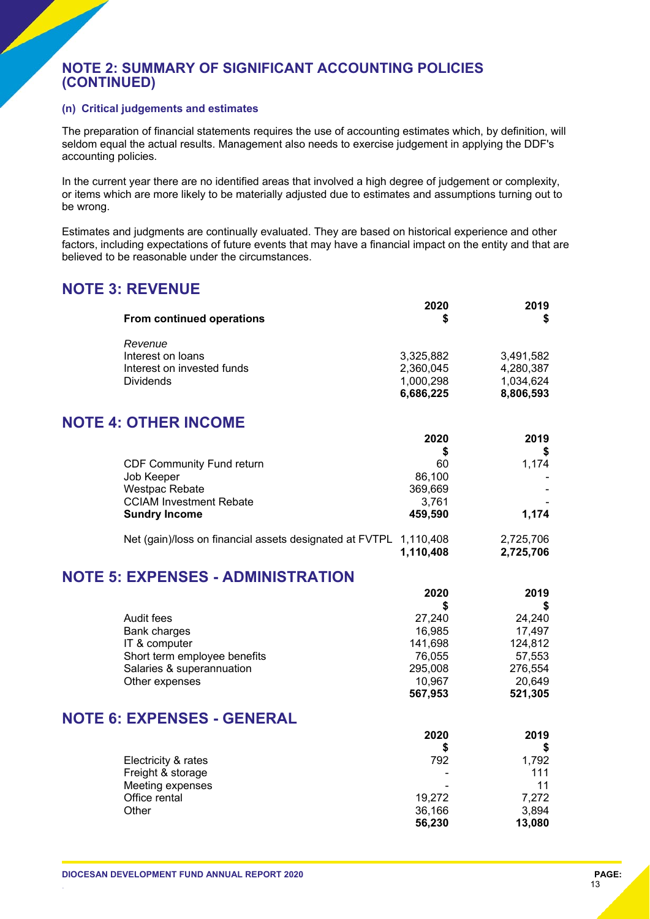## NOTE 2: SUMMARY OF SIGNIFICANT ACCOUNTING POLICIES (CONTINUED)

### (n) Critical judgements and estimates

The preparation of financial statements requires the use of accounting estimates which, by definition, will seldom equal the actual results. Management also needs to exercise judgement in applying the DDF's accounting policies.

In the current year there are no identified areas that involved a high degree of judgement or complexity, or items which are more likely to be materially adjusted due to estimates and assumptions turning out to be wrong.

Estimates and judgments are continually evaluated. They are based on historical experience and other factors, including expectations of future events that may have a financial impact on the entity and that are believed to be reasonable under the circumstances.

## NOTE 3: REVENUE

| From continued operations | 2020 $ | 2019 $ |
|---|---|---|
| *Revenue* | | |
| Interest on loans | 3,325,882 | 3,491,582 |
| Interest on invested funds | 2,360,045 | 4,280,387 |
| Dividends | 1,000,298 | 1,034,624 |
| | **6,686,225** | **8,806,593** |

## NOTE 4: OTHER INCOME

| | 2020 $ | 2019 $ |
|---|---|---|
| CDF Community Fund return | 60 | 1,174 |
| Job Keeper | 86,100 | - |
| Westpac Rebate | 369,669 | - |
| CCIAM Investment Rebate | 3,761 | - |
| **Sundry Income** | **459,590** | **1,174** |
| Net (gain)/loss on financial assets designated at FVTPL | 1,110,408 | 2,725,706 |
| | **1,110,408** | **2,725,706** |

## NOTE 5: EXPENSES - ADMINISTRATION

| | 2020 $ | 2019 $ |
|---|---|---|
| Audit fees | 27,240 | 24,240 |
| Bank charges | 16,985 | 17,497 |
| IT & computer | 141,698 | 124,812 |
| Short term employee benefits | 76,055 | 57,553 |
| Salaries & superannuation | 295,008 | 276,554 |
| Other expenses | 10,967 | 20,649 |
| | **567,953** | **521,305** |

## NOTE 6: EXPENSES - GENERAL

| | 2020 $ | 2019 $ |
|---|---|---|
| Electricity & rates | 792 | 1,792 |
| Freight & storage | - | 111 |
| Meeting expenses | - | 11 |
| Office rental | 19,272 | 7,272 |
| Other | 36,166 | 3,894 |
| | **56,230** | **13,080** |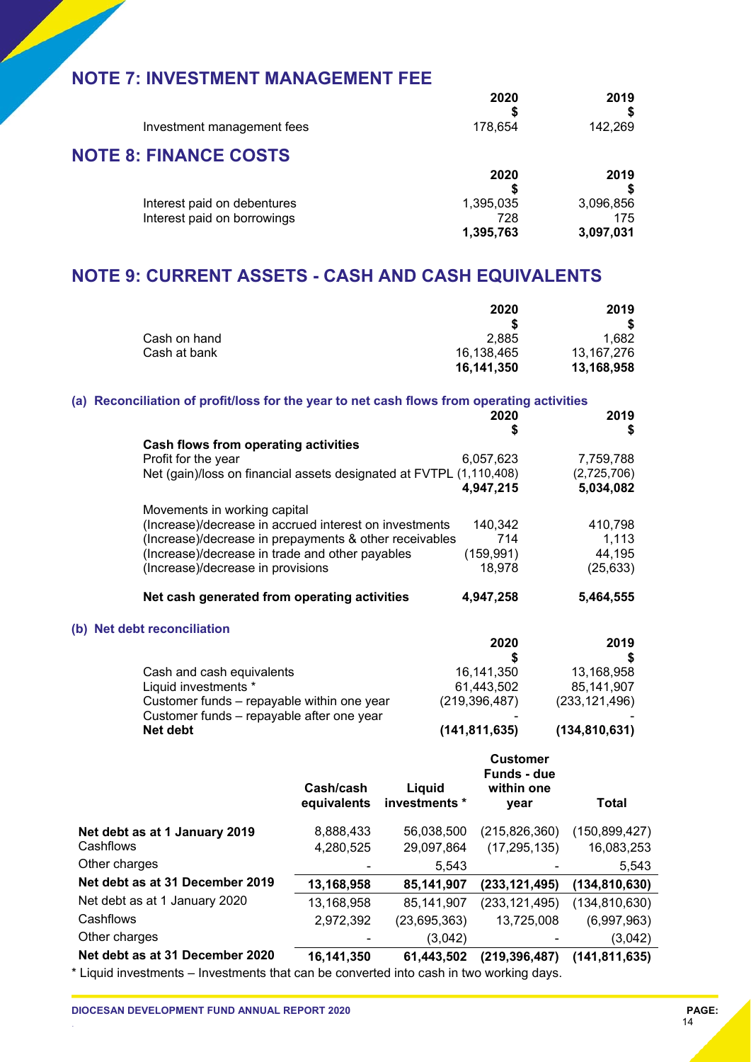## NOTE 7: INVESTMENT MANAGEMENT FEE

| | 2020 | 2019 |
|---|---|---|
| | $ | $ |
| Investment management fees | 178,654 | 142,269 |

## NOTE 8: FINANCE COSTS

| | 2020 | 2019 |
|---|---|---|
| | $ | $ |
| Interest paid on debentures | 1,395,035 | 3,096,856 |
| Interest paid on borrowings | 728 | 175 |
| | **1,395,763** | **3,097,031** |

## NOTE 9: CURRENT ASSETS - CASH AND CASH EQUIVALENTS

| | 2020 | 2019 |
|---|---|---|
| | $ | $ |
| Cash on hand | 2,885 | 1,682 |
| Cash at bank | 16,138,465 | 13,167,276 |
| | **16,141,350** | **13,168,958** |

### (a) Reconciliation of profit/loss for the year to net cash flows from operating activities

| | 2020 | 2019 |
|---|---|---|
| | $ | $ |
| **Cash flows from operating activities** | | |
| Profit for the year | 6,057,623 | 7,759,788 |
| Net (gain)/loss on financial assets designated at FVTPL | (1,110,408) | (2,725,706) |
| | **4,947,215** | **5,034,082** |
| Movements in working capital | | |
| (Increase)/decrease in accrued interest on investments | 140,342 | 410,798 |
| (Increase)/decrease in prepayments & other receivables | 714 | 1,113 |
| (Increase)/decrease in trade and other payables | (159,991) | 44,195 |
| (Increase)/decrease in provisions | 18,978 | (25,633) |
| **Net cash generated from operating activities** | **4,947,258** | **5,464,555** |

### (b) Net debt reconciliation

| | 2020 | 2019 |
|---|---|---|
| | $ | $ |
| Cash and cash equivalents | 16,141,350 | 13,168,958 |
| Liquid investments * | 61,443,502 | 85,141,907 |
| Customer funds – repayable within one year | (219,396,487) | (233,121,496) |
| Customer funds – repayable after one year | - | - |
| **Net debt** | **(141,811,635)** | **(134,810,631)** |

| | Cash/cash equivalents | Liquid investments * | Customer Funds - due within one year | Total |
|---|---|---|---|---|
| **Net debt as at 1 January 2019** | 8,888,433 | 56,038,500 | (215,826,360) | (150,899,427) |
| Cashflows | 4,280,525 | 29,097,864 | (17,295,135) | 16,083,253 |
| Other charges | - | 5,543 | - | 5,543 |
| **Net debt as at 31 December 2019** | **13,168,958** | **85,141,907** | **(233,121,495)** | **(134,810,630)** |
| Net debt as at 1 January 2020 | 13,168,958 | 85,141,907 | (233,121,495) | (134,810,630) |
| Cashflows | 2,972,392 | (23,695,363) | 13,725,008 | (6,997,963) |
| Other charges | - | (3,042) | - | (3,042) |
| **Net debt as at 31 December 2020** | **16,141,350** | **61,443,502** | **(219,396,487)** | **(141,811,635)** |

* Liquid investments – Investments that can be converted into cash in two working days.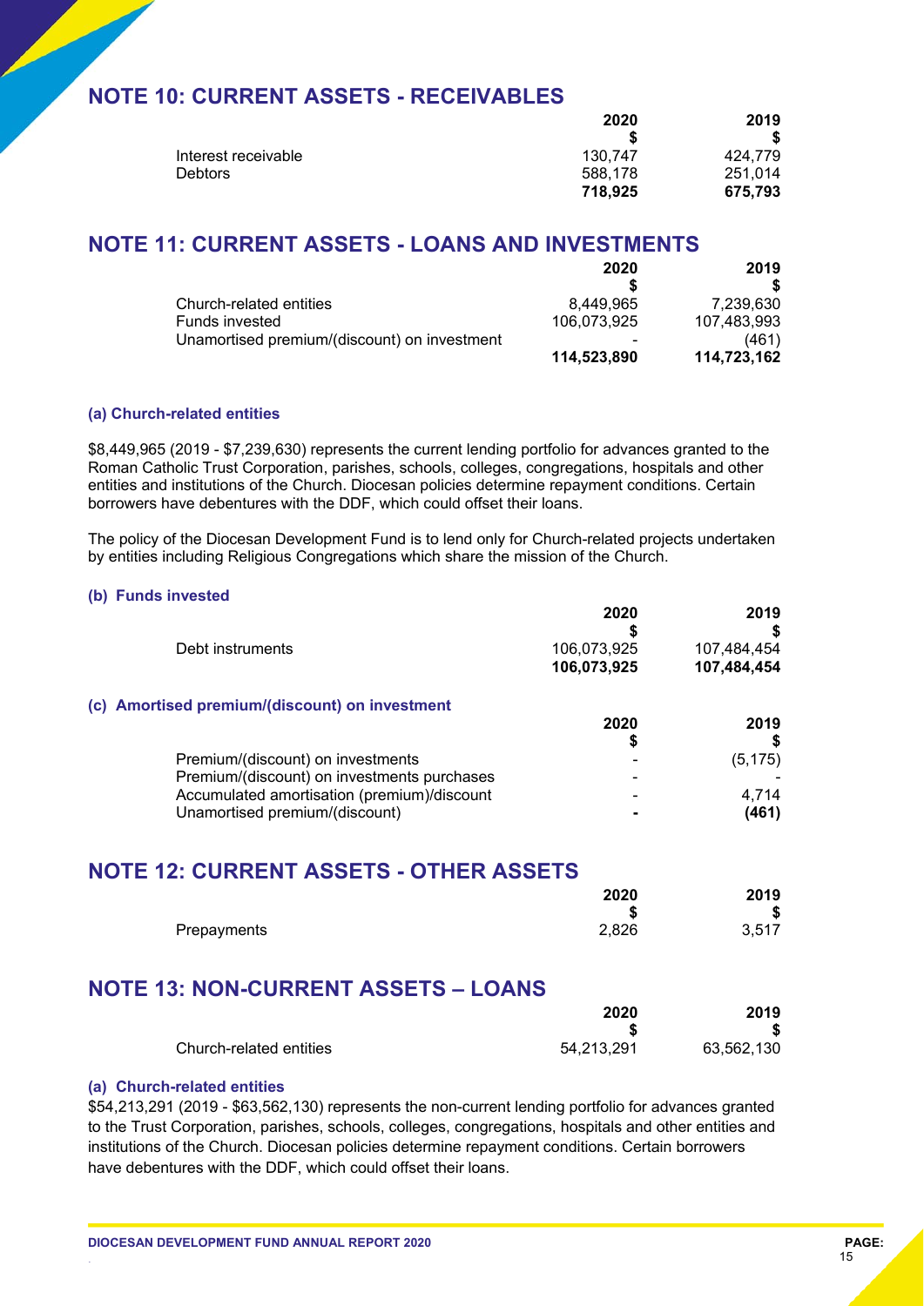## NOTE 10: CURRENT ASSETS - RECEIVABLES

| | 2020 | 2019 |
|---|---|---|
| | $ | $ |
| Interest receivable | 130,747 | 424,779 |
| Debtors | 588,178 | 251,014 |
| | **718,925** | **675,793** |

## NOTE 11: CURRENT ASSETS - LOANS AND INVESTMENTS

| | 2020 | 2019 |
|---|---|---|
| | $ | $ |
| Church-related entities | 8,449,965 | 7,239,630 |
| Funds invested | 106,073,925 | 107,483,993 |
| Unamortised premium/(discount) on investment | - | (461) |
| | **114,523,890** | **114,723,162** |

### (a) Church-related entities

$8,449,965 (2019 - $7,239,630) represents the current lending portfolio for advances granted to the Roman Catholic Trust Corporation, parishes, schools, colleges, congregations, hospitals and other entities and institutions of the Church. Diocesan policies determine repayment conditions. Certain borrowers have debentures with the DDF, which could offset their loans.

The policy of the Diocesan Development Fund is to lend only for Church-related projects undertaken by entities including Religious Congregations which share the mission of the Church.

### (b) Funds invested

| | 2020 | 2019 |
|---|---|---|
| | $ | $ |
| Debt instruments | 106,073,925 | 107,484,454 |
| | **106,073,925** | **107,484,454** |

### (c) Amortised premium/(discount) on investment

| | 2020 | 2019 |
|---|---|---|
| | $ | $ |
| Premium/(discount) on investments | - | (5,175) |
| Premium/(discount) on investments purchases | - | - |
| Accumulated amortisation (premium)/discount | - | 4,714 |
| Unamortised premium/(discount) | **-** | **(461)** |

## NOTE 12: CURRENT ASSETS - OTHER ASSETS

| | 2020 | 2019 |
|---|---|---|
| | $ | $ |
| Prepayments | 2,826 | 3,517 |

## NOTE 13: NON-CURRENT ASSETS – LOANS

| | 2020 | 2019 |
|---|---|---|
| | $ | $ |
| Church-related entities | 54,213,291 | 63,562,130 |

### (a) Church-related entities

$54,213,291 (2019 - $63,562,130) represents the non-current lending portfolio for advances granted to the Trust Corporation, parishes, schools, colleges, congregations, hospitals and other entities and institutions of the Church. Diocesan policies determine repayment conditions. Certain borrowers have debentures with the DDF, which could offset their loans.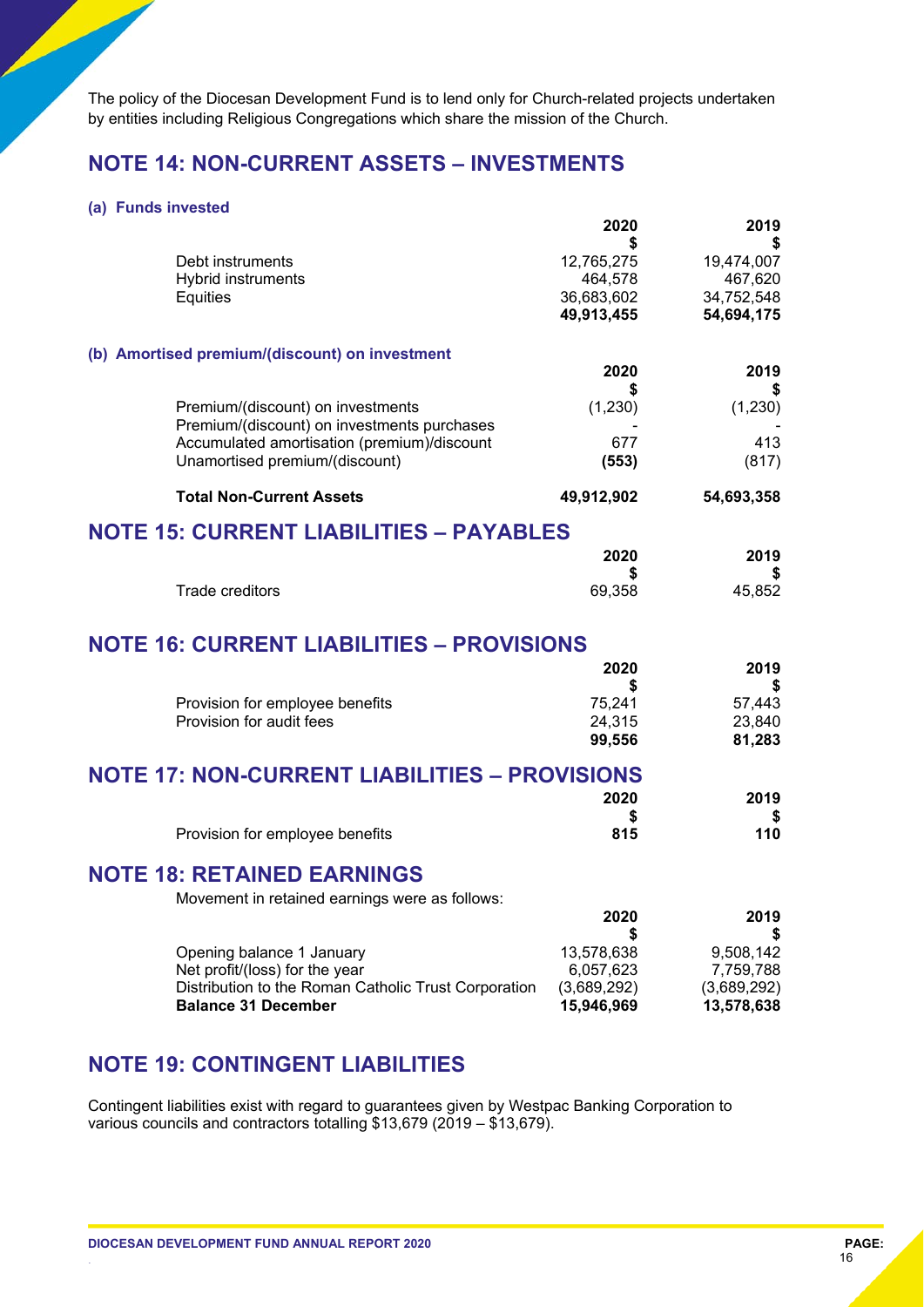The policy of the Diocesan Development Fund is to lend only for Church-related projects undertaken by entities including Religious Congregations which share the mission of the Church.

## NOTE 14: NON-CURRENT ASSETS – INVESTMENTS

### (a) Funds invested

| | 2020<br>$ | 2019<br>$ |
|---|---|---|
| Debt instruments | 12,765,275 | 19,474,007 |
| Hybrid instruments | 464,578 | 467,620 |
| Equities | 36,683,602 | 34,752,548 |
| | **49,913,455** | **54,694,175** |

### (b) Amortised premium/(discount) on investment

| | 2020<br>$ | 2019<br>$ |
|---|---|---|
| Premium/(discount) on investments | (1,230) | (1,230) |
| Premium/(discount) on investments purchases | - | - |
| Accumulated amortisation (premium)/discount | 677 | 413 |
| Unamortised premium/(discount) | **(553)** | (817) |
| **Total Non-Current Assets** | **49,912,902** | **54,693,358** |

## NOTE 15: CURRENT LIABILITIES – PAYABLES

| | 2020<br>$ | 2019<br>$ |
|---|---|---|
| Trade creditors | 69,358 | 45,852 |

## NOTE 16: CURRENT LIABILITIES – PROVISIONS

| | 2020<br>$ | 2019<br>$ |
|---|---|---|
| Provision for employee benefits | 75,241 | 57,443 |
| Provision for audit fees | 24,315 | 23,840 |
| | **99,556** | **81,283** |

## NOTE 17: NON-CURRENT LIABILITIES – PROVISIONS

| | 2020<br>$ | 2019<br>$ |
|---|---|---|
| Provision for employee benefits | **815** | **110** |

## NOTE 18: RETAINED EARNINGS

Movement in retained earnings were as follows:

| | 2020<br>$ | 2019<br>$ |
|---|---|---|
| Opening balance 1 January | 13,578,638 | 9,508,142 |
| Net profit/(loss) for the year | 6,057,623 | 7,759,788 |
| Distribution to the Roman Catholic Trust Corporation | (3,689,292) | (3,689,292) |
| **Balance 31 December** | **15,946,969** | **13,578,638** |

## NOTE 19: CONTINGENT LIABILITIES

Contingent liabilities exist with regard to guarantees given by Westpac Banking Corporation to various councils and contractors totalling $13,679 (2019 – $13,679).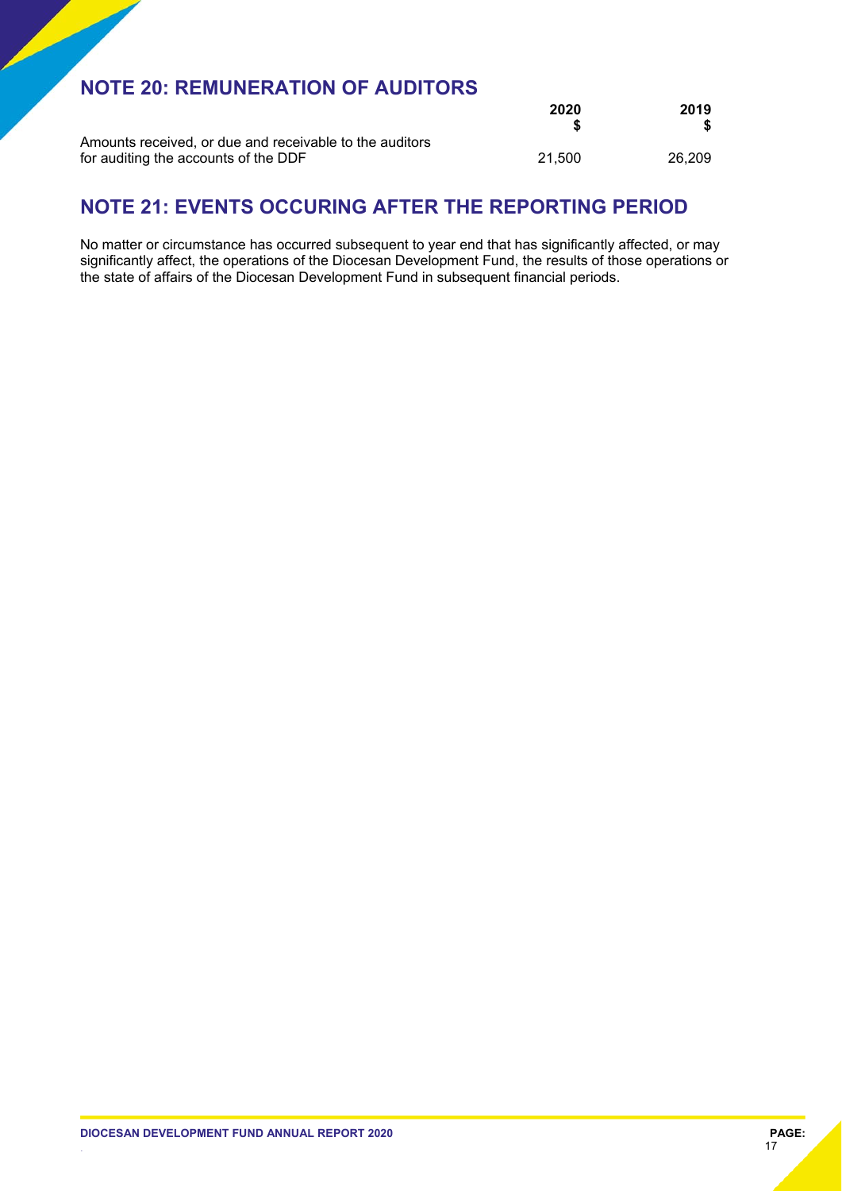## NOTE 20: REMUNERATION OF AUDITORS

| | 2020<br>$ | 2019<br>$ |
|---|---|---|
| Amounts received, or due and receivable to the auditors for auditing the accounts of the DDF | 21,500 | 26,209 |

## NOTE 21: EVENTS OCCURING AFTER THE REPORTING PERIOD

No matter or circumstance has occurred subsequent to year end that has significantly affected, or may significantly affect, the operations of the Diocesan Development Fund, the results of those operations or the state of affairs of the Diocesan Development Fund in subsequent financial periods.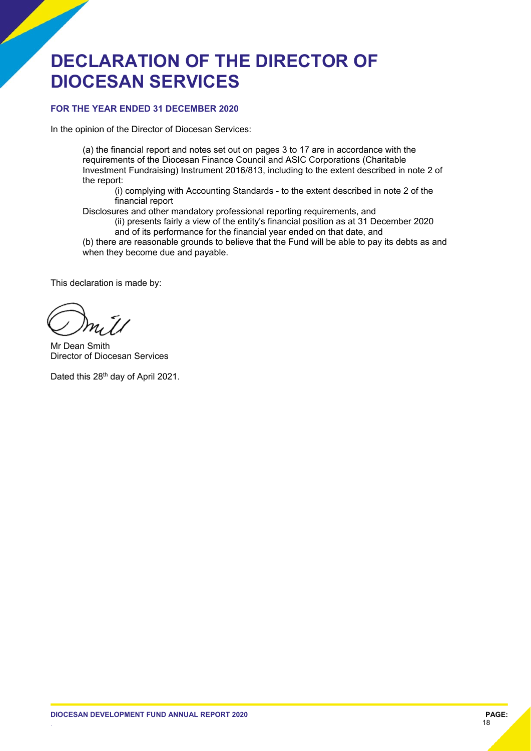# DECLARATION OF THE DIRECTOR OF DIOCESAN SERVICES

**FOR THE YEAR ENDED 31 DECEMBER 2020**

In the opinion of the Director of Diocesan Services:

(a) the financial report and notes set out on pages 3 to 17 are in accordance with the requirements of the Diocesan Finance Council and ASIC Corporations (Charitable Investment Fundraising) Instrument 2016/813, including to the extent described in note 2 of the report:

(i) complying with Accounting Standards - to the extent described in note 2 of the financial report

Disclosures and other mandatory professional reporting requirements, and

(ii) presents fairly a view of the entity's financial position as at 31 December 2020 and of its performance for the financial year ended on that date, and

(b) there are reasonable grounds to believe that the Fund will be able to pay its debts as and when they become due and payable.

This declaration is made by:

Mr Dean Smith
Director of Diocesan Services

Dated this 28th day of April 2021.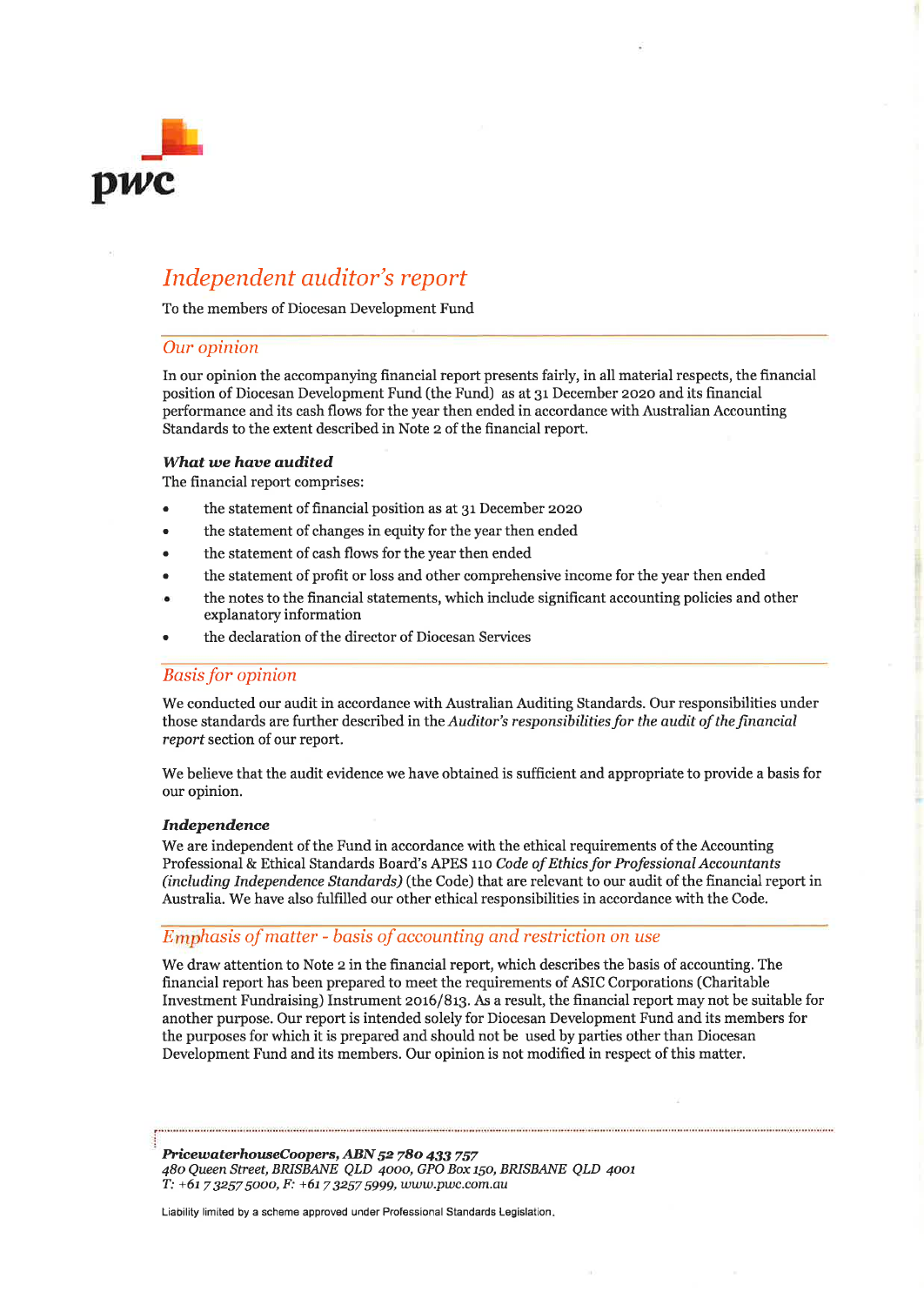# *Independent auditor's report*

To the members of Diocesan Development Fund

## *Our opinion*

In our opinion the accompanying financial report presents fairly, in all material respects, the financial position of Diocesan Development Fund (the Fund) as at 31 December 2020 and its financial performance and its cash flows for the year then ended in accordance with Australian Accounting Standards to the extent described in Note 2 of the financial report.

### *What we have audited*

The financial report comprises:

- the statement of financial position as at 31 December 2020
- the statement of changes in equity for the year then ended
- the statement of cash flows for the year then ended
- the statement of profit or loss and other comprehensive income for the year then ended
- the notes to the financial statements, which include significant accounting policies and other explanatory information
- the declaration of the director of Diocesan Services

## *Basis for opinion*

We conducted our audit in accordance with Australian Auditing Standards. Our responsibilities under those standards are further described in the *Auditor's responsibilities for the audit of the financial report* section of our report.

We believe that the audit evidence we have obtained is sufficient and appropriate to provide a basis for our opinion.

### *Independence*

We are independent of the Fund in accordance with the ethical requirements of the Accounting Professional & Ethical Standards Board's APES 110 *Code of Ethics for Professional Accountants (including Independence Standards)* (the Code) that are relevant to our audit of the financial report in Australia. We have also fulfilled our other ethical responsibilities in accordance with the Code.

## *Emphasis of matter - basis of accounting and restriction on use*

We draw attention to Note 2 in the financial report, which describes the basis of accounting. The financial report has been prepared to meet the requirements of ASIC Corporations (Charitable Investment Fundraising) Instrument 2016/813. As a result, the financial report may not be suitable for another purpose. Our report is intended solely for Diocesan Development Fund and its members for the purposes for which it is prepared and should not be used by parties other than Diocesan Development Fund and its members. Our opinion is not modified in respect of this matter.

***PricewaterhouseCoopers, ABN 52 780 433 757***
*480 Queen Street, BRISBANE QLD 4000, GPO Box 150, BRISBANE QLD 4001*
*T: +61 7 3257 5000, F: +61 7 3257 5999, www.pwc.com.au*

Liability limited by a scheme approved under Professional Standards Legislation.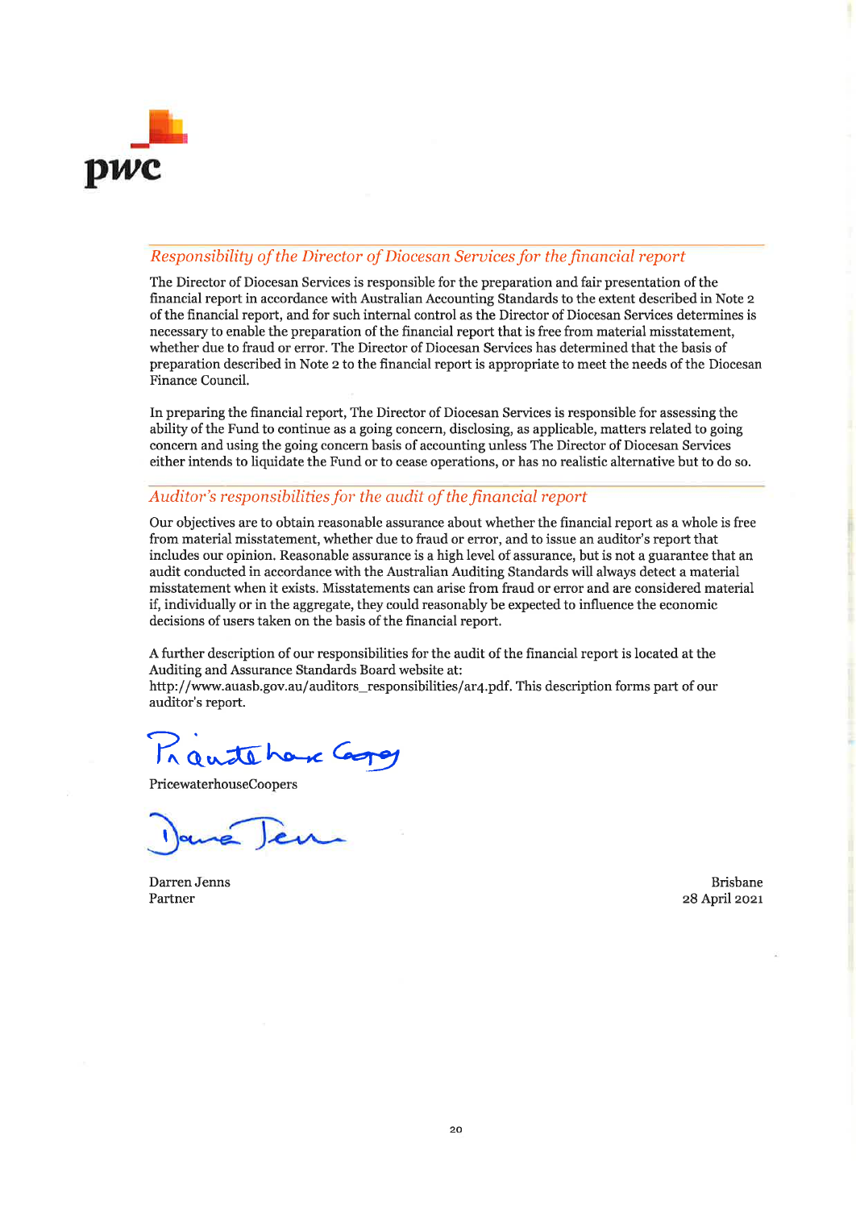## *Responsibility of the Director of Diocesan Services for the financial report*

The Director of Diocesan Services is responsible for the preparation and fair presentation of the financial report in accordance with Australian Accounting Standards to the extent described in Note 2 of the financial report, and for such internal control as the Director of Diocesan Services determines is necessary to enable the preparation of the financial report that is free from material misstatement, whether due to fraud or error. The Director of Diocesan Services has determined that the basis of preparation described in Note 2 to the financial report is appropriate to meet the needs of the Diocesan Finance Council.

In preparing the financial report, The Director of Diocesan Services is responsible for assessing the ability of the Fund to continue as a going concern, disclosing, as applicable, matters related to going concern and using the going concern basis of accounting unless The Director of Diocesan Services either intends to liquidate the Fund or to cease operations, or has no realistic alternative but to do so.

## *Auditor's responsibilities for the audit of the financial report*

Our objectives are to obtain reasonable assurance about whether the financial report as a whole is free from material misstatement, whether due to fraud or error, and to issue an auditor's report that includes our opinion. Reasonable assurance is a high level of assurance, but is not a guarantee that an audit conducted in accordance with the Australian Auditing Standards will always detect a material misstatement when it exists. Misstatements can arise from fraud or error and are considered material if, individually or in the aggregate, they could reasonably be expected to influence the economic decisions of users taken on the basis of the financial report.

A further description of our responsibilities for the audit of the financial report is located at the Auditing and Assurance Standards Board website at: http://www.auasb.gov.au/auditors_responsibilities/ar4.pdf. This description forms part of our auditor's report.

PricewaterhouseCoopers

Darren Jenns
Partner

Brisbane
28 April 2021